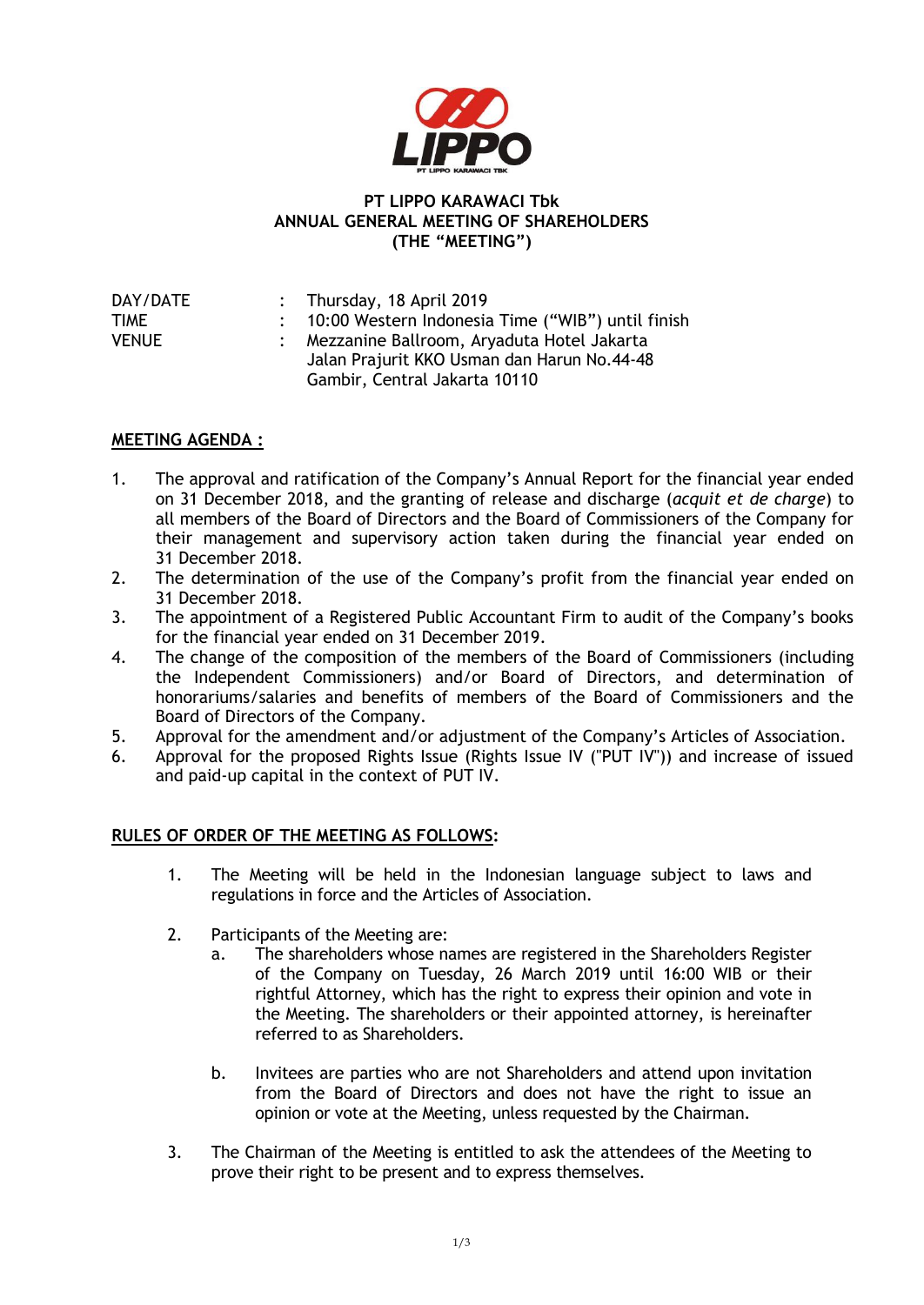**PT LIPPO KARAWACI Tbk**
**ANNUAL GENERAL MEETING OF SHAREHOLDERS**
**(THE "MEETING")**

| | | |
|---|---|---|
| DAY/DATE | : | Thursday, 18 April 2019 |
| TIME | : | 10:00 Western Indonesia Time ("WIB") until finish |
| VENUE | : | Mezzanine Ballroom, Aryaduta Hotel Jakarta<br>Jalan Prajurit KKO Usman dan Harun No.44-48<br>Gambir, Central Jakarta 10110 |

## MEETING AGENDA :

1. The approval and ratification of the Company's Annual Report for the financial year ended on 31 December 2018, and the granting of release and discharge (*acquit et de charge*) to all members of the Board of Directors and the Board of Commissioners of the Company for their management and supervisory action taken during the financial year ended on 31 December 2018.
2. The determination of the use of the Company's profit from the financial year ended on 31 December 2018.
3. The appointment of a Registered Public Accountant Firm to audit of the Company's books for the financial year ended on 31 December 2019.
4. The change of the composition of the members of the Board of Commissioners (including the Independent Commissioners) and/or Board of Directors, and determination of honorariums/salaries and benefits of members of the Board of Commissioners and the Board of Directors of the Company.
5. Approval for the amendment and/or adjustment of the Company's Articles of Association.
6. Approval for the proposed Rights Issue (Rights Issue IV ("PUT IV")) and increase of issued and paid-up capital in the context of PUT IV.

## RULES OF ORDER OF THE MEETING AS FOLLOWS:

1. The Meeting will be held in the Indonesian language subject to laws and regulations in force and the Articles of Association.

2. Participants of the Meeting are:
   a. The shareholders whose names are registered in the Shareholders Register of the Company on Tuesday, 26 March 2019 until 16:00 WIB or their rightful Attorney, which has the right to express their opinion and vote in the Meeting. The shareholders or their appointed attorney, is hereinafter referred to as Shareholders.

   b. Invitees are parties who are not Shareholders and attend upon invitation from the Board of Directors and does not have the right to issue an opinion or vote at the Meeting, unless requested by the Chairman.

3. The Chairman of the Meeting is entitled to ask the attendees of the Meeting to prove their right to be present and to express themselves.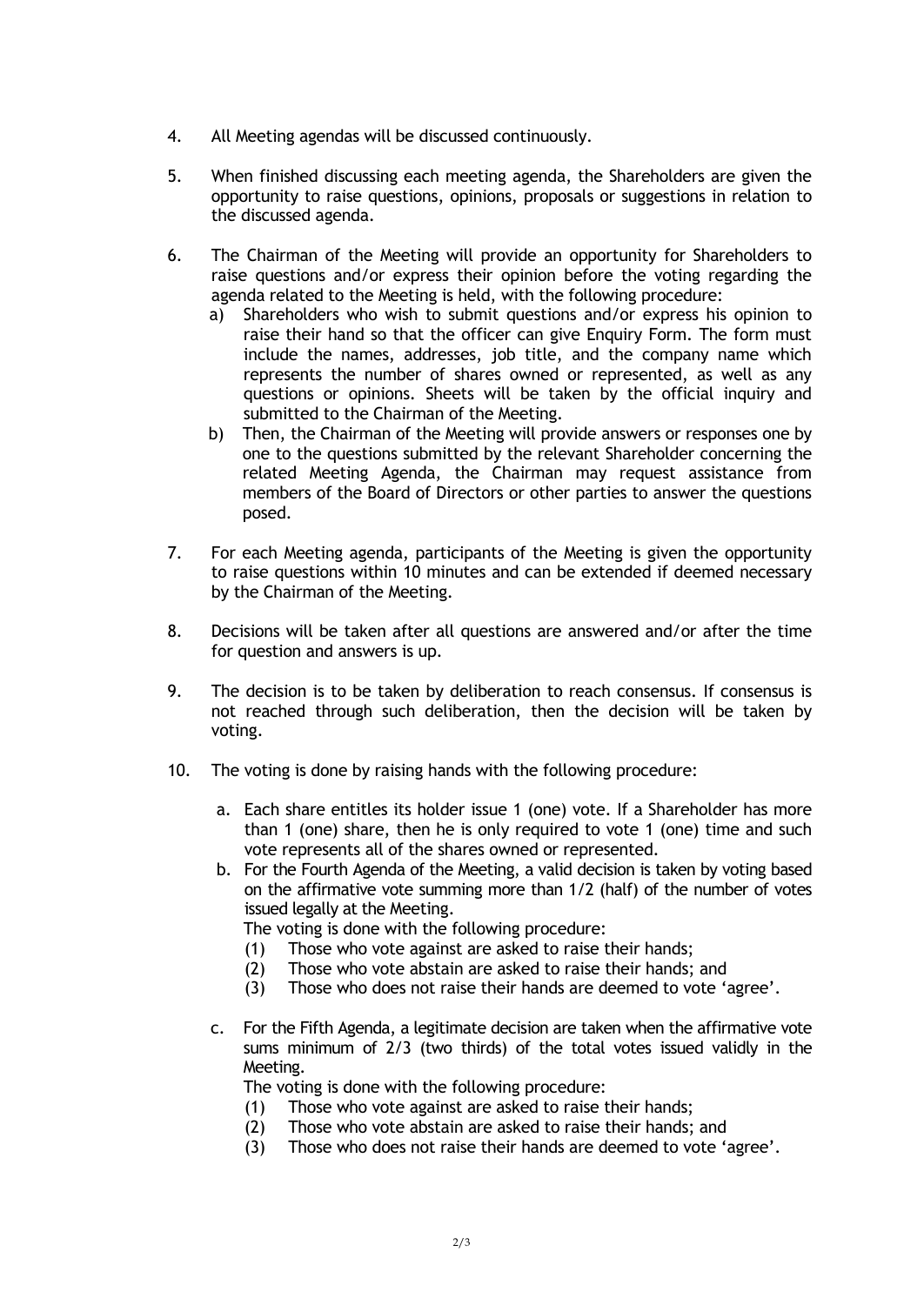4. All Meeting agendas will be discussed continuously.

5. When finished discussing each meeting agenda, the Shareholders are given the opportunity to raise questions, opinions, proposals or suggestions in relation to the discussed agenda.

6. The Chairman of the Meeting will provide an opportunity for Shareholders to raise questions and/or express their opinion before the voting regarding the agenda related to the Meeting is held, with the following procedure:
   a) Shareholders who wish to submit questions and/or express his opinion to raise their hand so that the officer can give Enquiry Form. The form must include the names, addresses, job title, and the company name which represents the number of shares owned or represented, as well as any questions or opinions. Sheets will be taken by the official inquiry and submitted to the Chairman of the Meeting.
   b) Then, the Chairman of the Meeting will provide answers or responses one by one to the questions submitted by the relevant Shareholder concerning the related Meeting Agenda, the Chairman may request assistance from members of the Board of Directors or other parties to answer the questions posed.

7. For each Meeting agenda, participants of the Meeting is given the opportunity to raise questions within 10 minutes and can be extended if deemed necessary by the Chairman of the Meeting.

8. Decisions will be taken after all questions are answered and/or after the time for question and answers is up.

9. The decision is to be taken by deliberation to reach consensus. If consensus is not reached through such deliberation, then the decision will be taken by voting.

10. The voting is done by raising hands with the following procedure:

    a. Each share entitles its holder issue 1 (one) vote. If a Shareholder has more than 1 (one) share, then he is only required to vote 1 (one) time and such vote represents all of the shares owned or represented.
    b. For the Fourth Agenda of the Meeting, a valid decision is taken by voting based on the affirmative vote summing more than 1/2 (half) of the number of votes issued legally at the Meeting.
       The voting is done with the following procedure:
       (1) Those who vote against are asked to raise their hands;
       (2) Those who vote abstain are asked to raise their hands; and
       (3) Those who does not raise their hands are deemed to vote 'agree'.

    c. For the Fifth Agenda, a legitimate decision are taken when the affirmative vote sums minimum of 2/3 (two thirds) of the total votes issued validly in the Meeting.
       The voting is done with the following procedure:
       (1) Those who vote against are asked to raise their hands;
       (2) Those who vote abstain are asked to raise their hands; and
       (3) Those who does not raise their hands are deemed to vote 'agree'.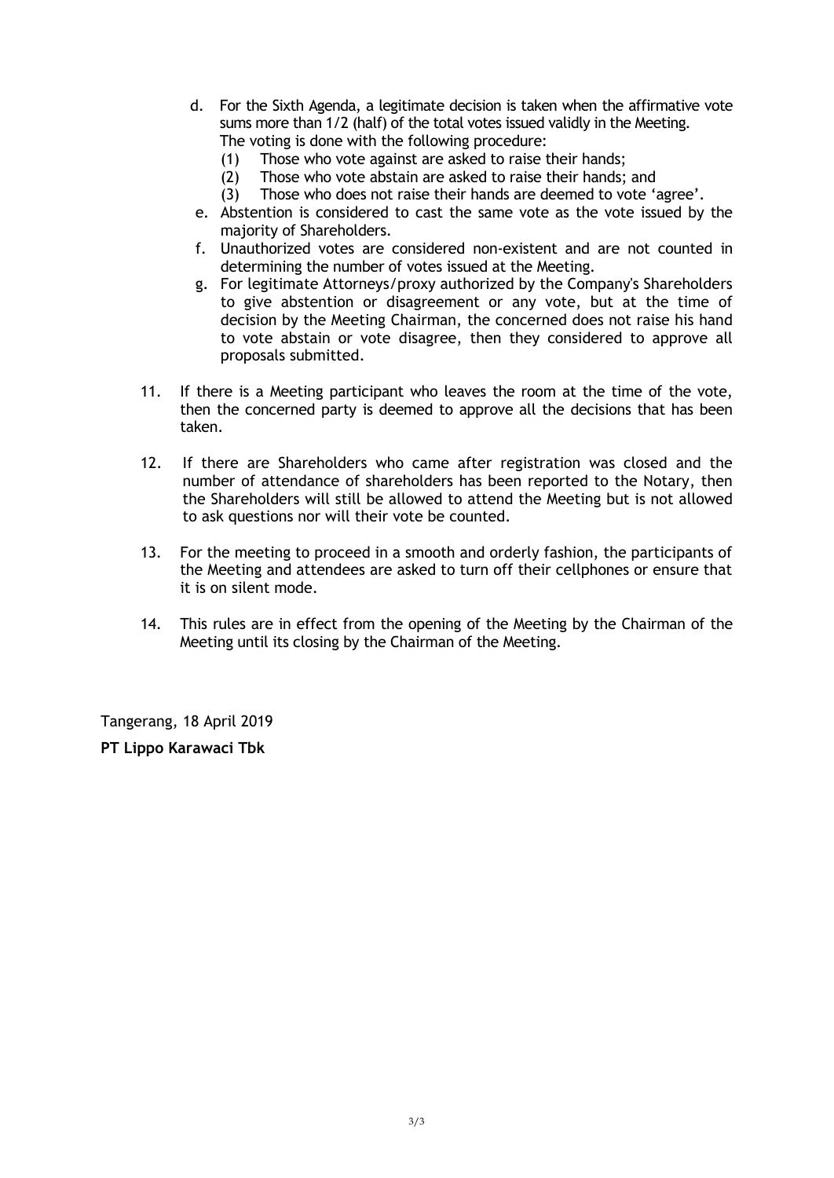d. For the Sixth Agenda, a legitimate decision is taken when the affirmative vote sums more than 1/2 (half) of the total votes issued validly in the Meeting. The voting is done with the following procedure:
   1. Those who vote against are asked to raise their hands;
   2. Those who vote abstain are asked to raise their hands; and
   3. Those who does not raise their hands are deemed to vote 'agree'.

e. Abstention is considered to cast the same vote as the vote issued by the majority of Shareholders.

f. Unauthorized votes are considered non-existent and are not counted in determining the number of votes issued at the Meeting.

g. For legitimate Attorneys/proxy authorized by the Company's Shareholders to give abstention or disagreement or any vote, but at the time of decision by the Meeting Chairman, the concerned does not raise his hand to vote abstain or vote disagree, then they considered to approve all proposals submitted.

11. If there is a Meeting participant who leaves the room at the time of the vote, then the concerned party is deemed to approve all the decisions that has been taken.

12. If there are Shareholders who came after registration was closed and the number of attendance of shareholders has been reported to the Notary, then the Shareholders will still be allowed to attend the Meeting but is not allowed to ask questions nor will their vote be counted.

13. For the meeting to proceed in a smooth and orderly fashion, the participants of the Meeting and attendees are asked to turn off their cellphones or ensure that it is on silent mode.

14. This rules are in effect from the opening of the Meeting by the Chairman of the Meeting until its closing by the Chairman of the Meeting.

Tangerang, 18 April 2019

**PT Lippo Karawaci Tbk**